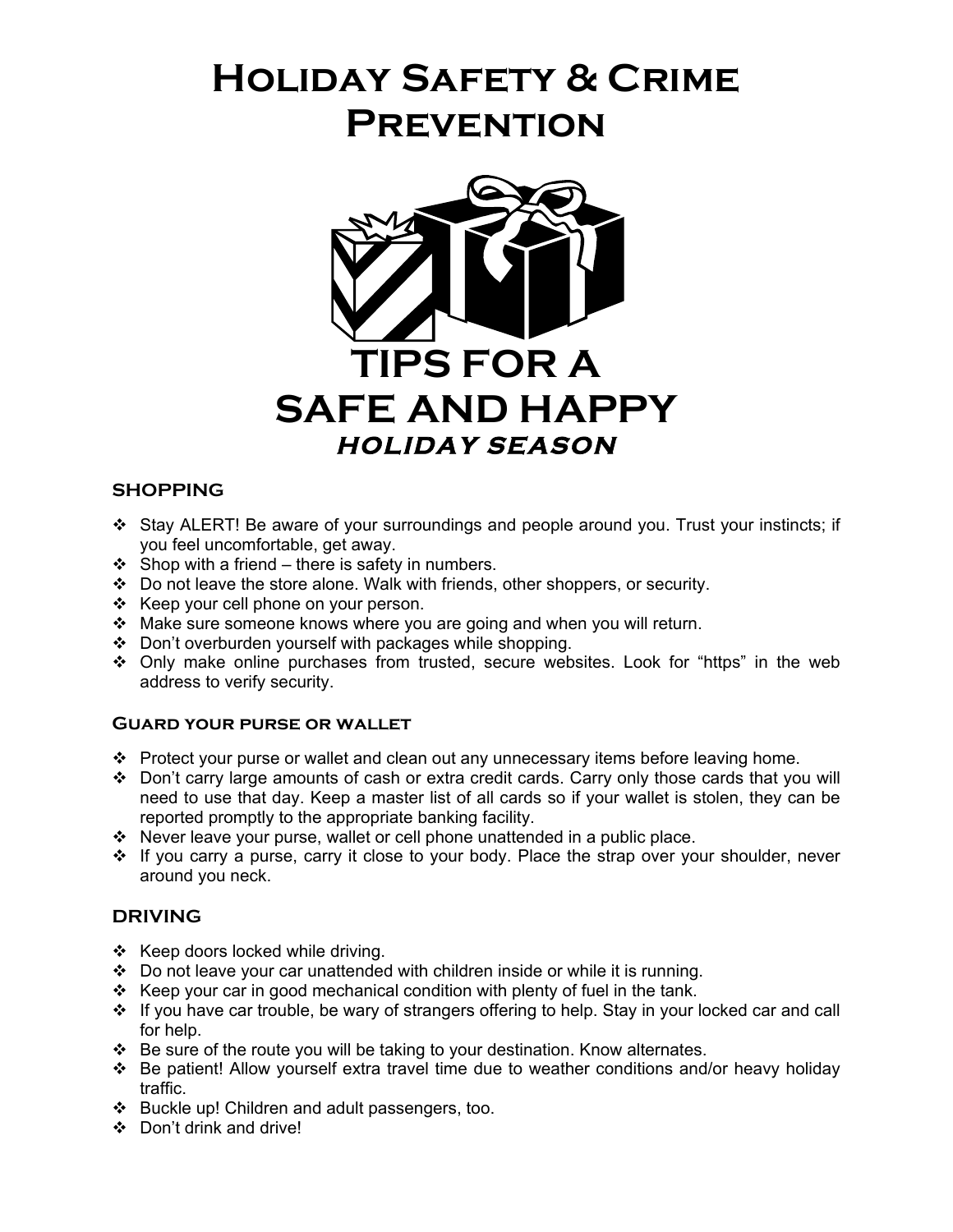# Holiday Safety & Crime Prevention

## TIPS FOR A SAFE AND HAPPY *HOLIDAY SEASON*

### SHOPPING

- Stay ALERT! Be aware of your surroundings and people around you. Trust your instincts; if you feel uncomfortable, get away.
- Shop with a friend – there is safety in numbers.
- Do not leave the store alone. Walk with friends, other shoppers, or security.
- Keep your cell phone on your person.
- Make sure someone knows where you are going and when you will return.
- Don't overburden yourself with packages while shopping.
- Only make online purchases from trusted, secure websites. Look for "https" in the web address to verify security.

### Guard your purse or wallet

- Protect your purse or wallet and clean out any unnecessary items before leaving home.
- Don't carry large amounts of cash or extra credit cards. Carry only those cards that you will need to use that day. Keep a master list of all cards so if your wallet is stolen, they can be reported promptly to the appropriate banking facility.
- Never leave your purse, wallet or cell phone unattended in a public place.
- If you carry a purse, carry it close to your body. Place the strap over your shoulder, never around you neck.

### DRIVING

- Keep doors locked while driving.
- Do not leave your car unattended with children inside or while it is running.
- Keep your car in good mechanical condition with plenty of fuel in the tank.
- If you have car trouble, be wary of strangers offering to help. Stay in your locked car and call for help.
- Be sure of the route you will be taking to your destination. Know alternates.
- Be patient! Allow yourself extra travel time due to weather conditions and/or heavy holiday traffic.
- Buckle up! Children and adult passengers, too.
- Don't drink and drive!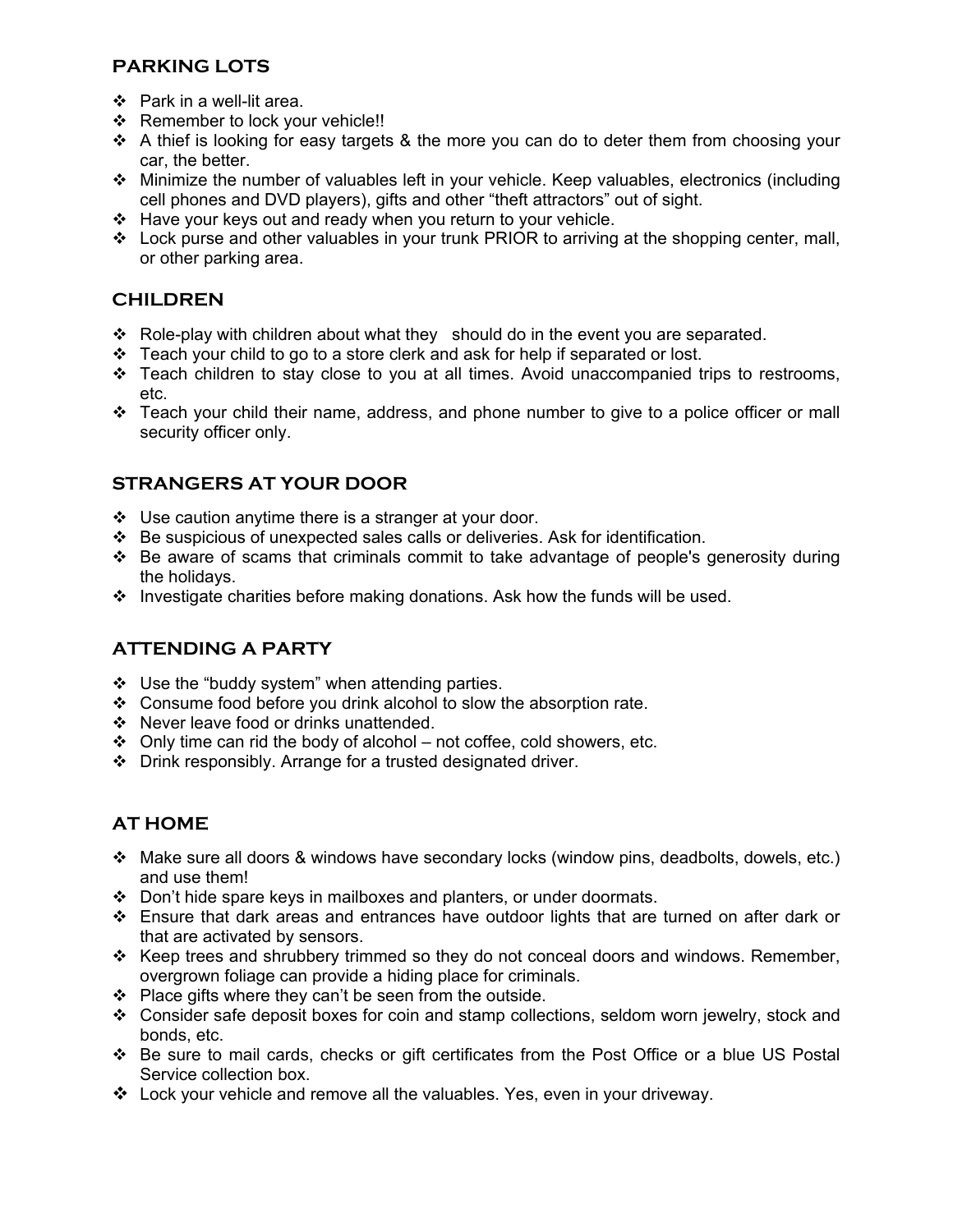## PARKING LOTS

- Park in a well-lit area.
- Remember to lock your vehicle!!
- A thief is looking for easy targets & the more you can do to deter them from choosing your car, the better.
- Minimize the number of valuables left in your vehicle. Keep valuables, electronics (including cell phones and DVD players), gifts and other "theft attractors" out of sight.
- Have your keys out and ready when you return to your vehicle.
- Lock purse and other valuables in your trunk PRIOR to arriving at the shopping center, mall, or other parking area.

## CHILDREN

- Role-play with children about what they should do in the event you are separated.
- Teach your child to go to a store clerk and ask for help if separated or lost.
- Teach children to stay close to you at all times. Avoid unaccompanied trips to restrooms, etc.
- Teach your child their name, address, and phone number to give to a police officer or mall security officer only.

## STRANGERS AT YOUR DOOR

- Use caution anytime there is a stranger at your door.
- Be suspicious of unexpected sales calls or deliveries. Ask for identification.
- Be aware of scams that criminals commit to take advantage of people's generosity during the holidays.
- Investigate charities before making donations. Ask how the funds will be used.

## ATTENDING A PARTY

- Use the "buddy system" when attending parties.
- Consume food before you drink alcohol to slow the absorption rate.
- Never leave food or drinks unattended.
- Only time can rid the body of alcohol – not coffee, cold showers, etc.
- Drink responsibly. Arrange for a trusted designated driver.

## AT HOME

- Make sure all doors & windows have secondary locks (window pins, deadbolts, dowels, etc.) and use them!
- Don't hide spare keys in mailboxes and planters, or under doormats.
- Ensure that dark areas and entrances have outdoor lights that are turned on after dark or that are activated by sensors.
- Keep trees and shrubbery trimmed so they do not conceal doors and windows. Remember, overgrown foliage can provide a hiding place for criminals.
- Place gifts where they can't be seen from the outside.
- Consider safe deposit boxes for coin and stamp collections, seldom worn jewelry, stock and bonds, etc.
- Be sure to mail cards, checks or gift certificates from the Post Office or a blue US Postal Service collection box.
- Lock your vehicle and remove all the valuables. Yes, even in your driveway.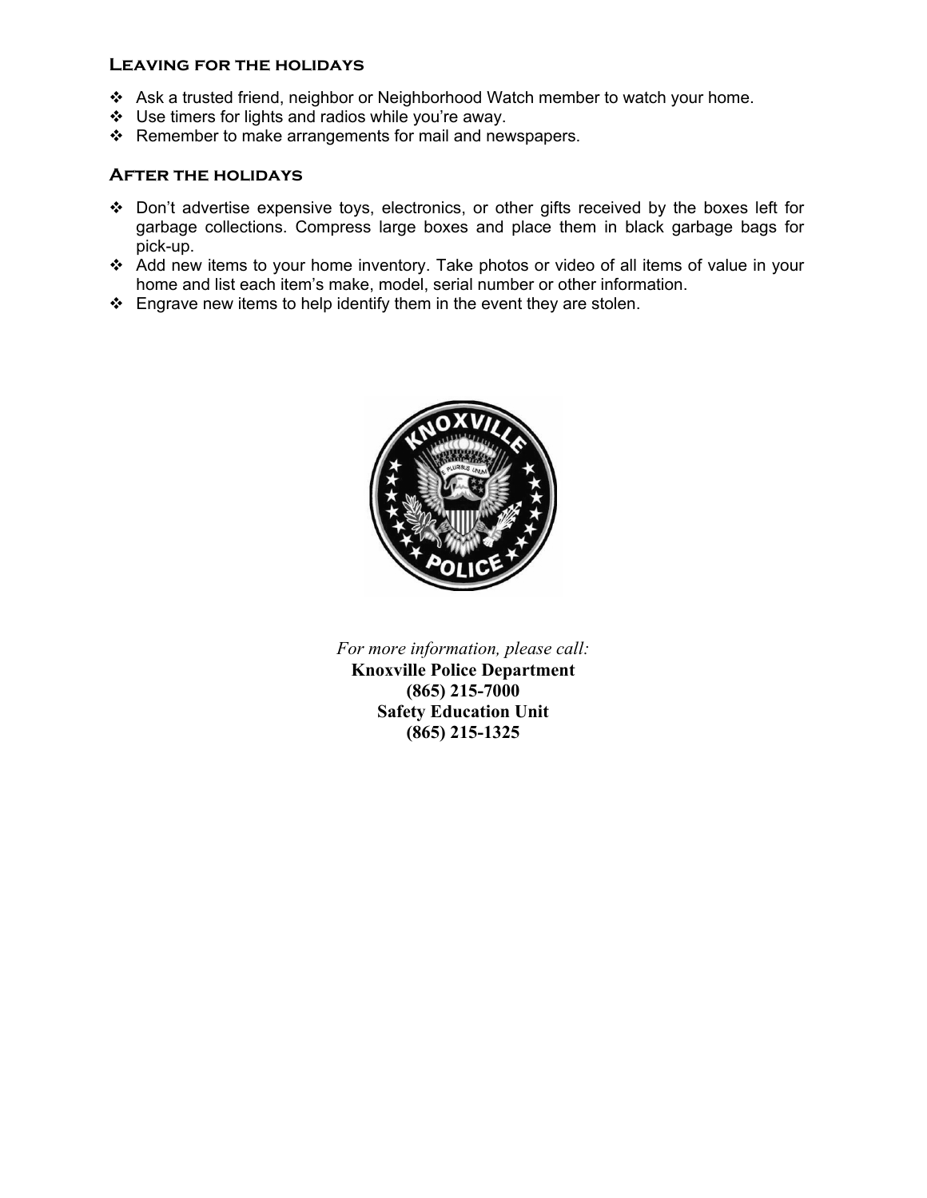## Leaving for the holidays

- Ask a trusted friend, neighbor or Neighborhood Watch member to watch your home.
- Use timers for lights and radios while you're away.
- Remember to make arrangements for mail and newspapers.

## After the holidays

- Don't advertise expensive toys, electronics, or other gifts received by the boxes left for garbage collections. Compress large boxes and place them in black garbage bags for pick-up.
- Add new items to your home inventory. Take photos or video of all items of value in your home and list each item's make, model, serial number or other information.
- Engrave new items to help identify them in the event they are stolen.

*For more information, please call:*

**Knoxville Police Department**
**(865) 215-7000**
**Safety Education Unit**
**(865) 215-1325**